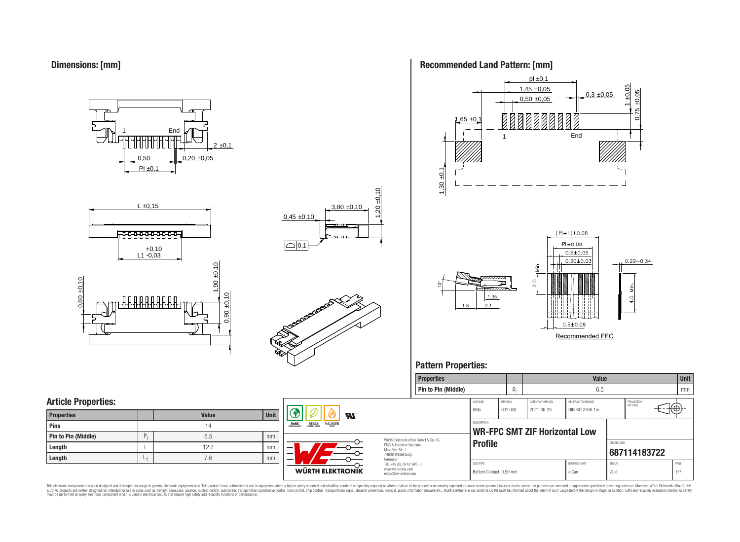## Dimensions: [mm]

1 End

2 ±0,1

0,50 0,20 ±0,05

Pl ±0,1

L ±0,15

L1 +0,10 -0,03

3,80 ±0,10

0,45 ±0,10

1,20 ±0,10

0,1

0,80 ±0,10

1,90 ±0,10

0,90 ±0,10

## Recommended Land Pattern: [mm]

pl ±0,1

1,45 ±0,05

0,50 ±0,05

0,3 ±0,05

1 ±0,05

0,75 ±0,05

1,65 ±0,1

1 End

1,30 ±0,1

(Pl+1)±0.08

Pl±0.08

0.5±0.05

0.30±0.03

0.29~0.34

2.0 Min.

4.0 Min.

10°

1.35

1.8 2.1

0.5±0.08

Recommended FFC

## Pattern Properties:

| Properties | | Value | Unit |
|---|---|---|---|
| Pin to Pin (Middle) | $p_l$ | 6.5 | mm |

## Article Properties:

| Properties | | Value | Unit |
|---|---|---|---|
| Pins | | 14 | |
| Pin to Pin (Middle) | $P_l$ | 6.5 | mm |
| Length | L | 12.7 | mm |
| Length | $L_1$ | 7.6 | mm |

RoHS COMPLIANT | REACh COMPLIANT | HALOGEN FREE

Würth Elektronik eiSos GmbH & Co. KG
EMC & Inductive Solutions
Max-Eyth-Str. 1
74638 Waldenburg
Germany
Tel. +49 (0) 79 42 945 - 0
www.we-online.com
eiSos@we-online.com

WÜRTH ELEKTRONIK

| CHECKED | REVISION | DATE (YYYY-MM-DD) | GENERAL TOLERANCE | PROJECTION METHOD |
|---|---|---|---|---|
| GMo | 001.008 | 2021-06-29 | DIN ISO 2768-1m | |

DESCRIPTION

**WR-FPC SMT ZIF Horizontal Low Profile**

ORDER CODE

**687114183722**

| SIZE/TYPE | BUSINESS UNIT | STATUS | PAGE |
|---|---|---|---|
| Bottom Contact, 0.50 mm | eiCan | Valid | 1/7 |

This electronic component has been designed and developed for usage in general electronic equipment only. This product is not authorized for use in equipment where a higher safety standard and reliability standard is especially required or where a failure of the product is reasonably expected to cause severe personal injury or death, unless the parties have executed an agreement specifically governing such use. Moreover Würth Elektronik eiSos GmbH & Co KG products are neither designed nor intended for use in areas such as military, aerospace, aviation, nuclear control, submarine, transportation (automotive control, train control, ship control), transportation signal, disaster prevention, medical, public information network etc.. Würth Elektronik eiSos GmbH & Co KG must be informed about the intent of such usage before the design-in stage. In addition, sufficient reliability evaluation checks for safety must be performed on every electronic component which is used in electrical circuits that require high safety and reliability functions or performance.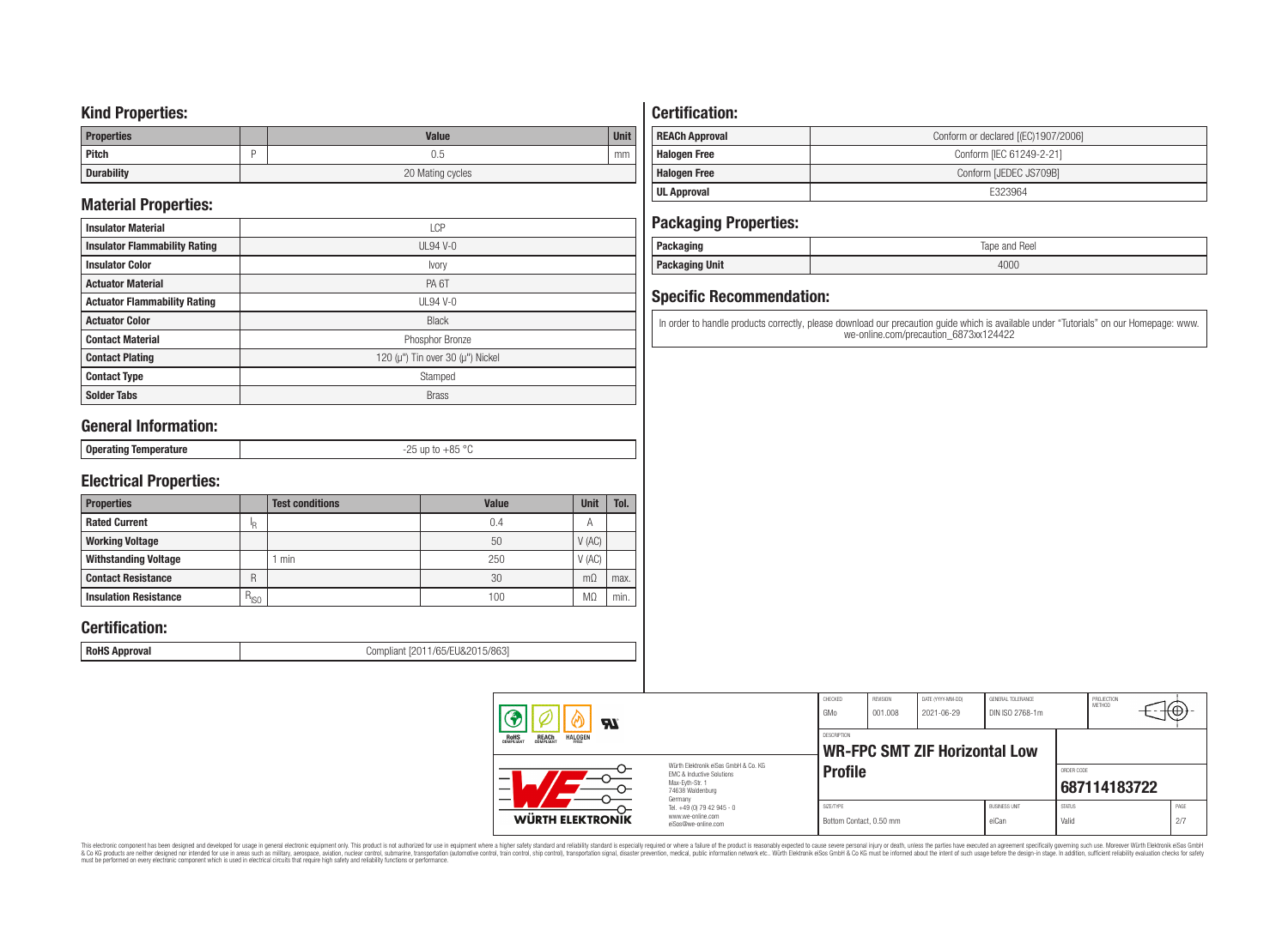## Kind Properties:

| Properties | | Value | Unit |
|---|---|---|---|
| Pitch | P | 0.5 | mm |
| Durability | | 20 Mating cycles | |

## Material Properties:

| | |
|---|---|
| Insulator Material | LCP |
| Insulator Flammability Rating | UL94 V-0 |
| Insulator Color | Ivory |
| Actuator Material | PA 6T |
| Actuator Flammability Rating | UL94 V-0 |
| Actuator Color | Black |
| Contact Material | Phosphor Bronze |
| Contact Plating | 120 (µ") Tin over 30 (µ") Nickel |
| Contact Type | Stamped |
| Solder Tabs | Brass |

## General Information:

| | |
|---|---|
| Operating Temperature | -25 up to +85 °C |

## Electrical Properties:

| Properties | | Test conditions | Value | Unit | Tol. |
|---|---|---|---|---|---|
| Rated Current | $I_R$ | | 0.4 | A | |
| Working Voltage | | | 50 | V (AC) | |
| Withstanding Voltage | | 1 min | 250 | V (AC) | |
| Contact Resistance | R | | 30 | mΩ | max. |
| Insulation Resistance | $R_{ISO}$ | | 100 | MΩ | min. |

## Certification:

| | |
|---|---|
| RoHS Approval | Compliant [2011/65/EU&2015/863] |

## Certification:

| | |
|---|---|
| REACh Approval | Conform or declared [(EC)1907/2006] |
| Halogen Free | Conform [IEC 61249-2-21] |
| Halogen Free | Conform [JEDEC JS709B] |
| UL Approval | E323964 |

## Packaging Properties:

| | |
|---|---|
| Packaging | Tape and Reel |
| Packaging Unit | 4000 |

## Specific Recommendation:

In order to handle products correctly, please download our precaution guide which is available under "Tutorials" on our Homepage: www.we-online.com/precaution_6873xx124422

| CHECKED | REVISION | DATE (YYYY-MM-DD) | GENERAL TOLERANCE | PROJECTION METHOD |
|---|---|---|---|---|
| GMo | 001.008 | 2021-06-29 | DIN ISO 2768-1m | |

Würth Elektronik eiSos GmbH & Co. KG
EMC & Inductive Solutions
Max-Eyth-Str. 1
74638 Waldenburg
Germany
Tel. +49 (0) 79 42 945 - 0
www.we-online.com
eiSos@we-online.com

DESCRIPTION: **WR-FPC SMT ZIF Horizontal Low Profile**

ORDER CODE: **687114183722**

| SIZE/TYPE | BUSINESS UNIT | STATUS | PAGE |
|---|---|---|---|
| Bottom Contact, 0.50 mm | eiCan | Valid | 2/7 |

This electronic component has been designed and developed for usage in general electronic equipment only. This product is not authorized for use in equipment where a higher safety standard and reliability standard is especially required or where a failure of the product is reasonably expected to cause severe personal injury or death, unless the parties have executed an agreement specifically governing such use. Moreover Würth Elektronik eiSos GmbH & Co KG products are neither designed nor intended for use in areas such as military, aerospace, aviation, nuclear control, submarine, transportation (automotive control, train control, ship control), transportation signal, disaster prevention, medical, public information network etc.. Würth Elektronik eiSos GmbH & Co KG must be informed about the intent of such usage before the design-in stage. In addition, sufficient reliability evaluation checks for safety must be performed on every electronic component which is used in electrical circuits that require high safety and reliability functions or performance.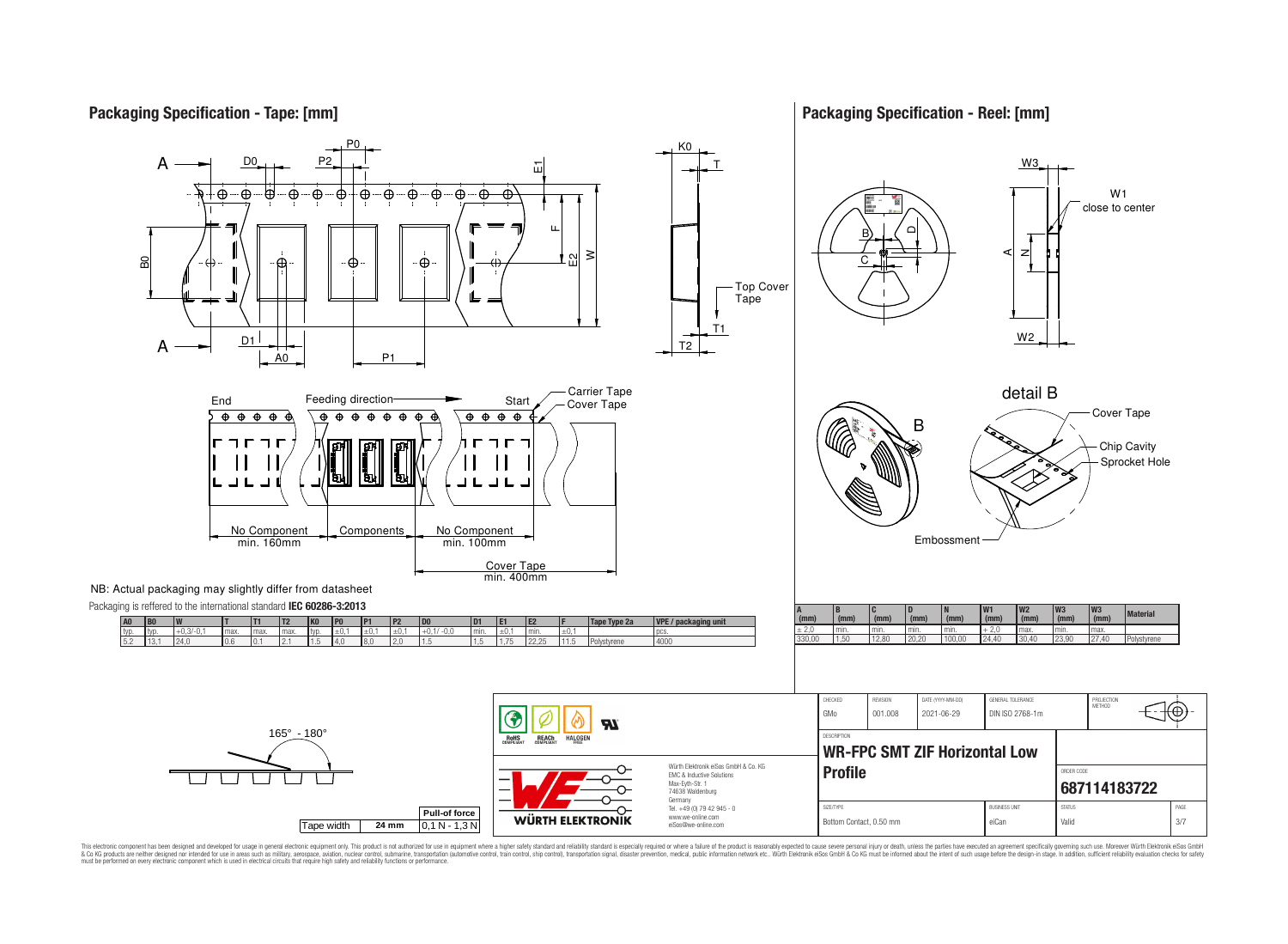## Packaging Specification - Tape: [mm]

NB: Actual packaging may slightly differ from datasheet

Packaging is reffered to the international standard **IEC 60286-3:2013**

| A0 | B0 | W | T | T1 | T2 | K0 | P0 | P1 | P2 | D0 | D1 | E1 | E2 | F | Tape Type 2a | VPE / packaging unit |
|---|---|---|---|---|---|---|---|---|---|---|---|---|---|---|---|---|
| typ. | typ. | +0,3/-0,1 | max. | max. | max. | typ. | ±0,1 | ±0,1 | ±0,1 | +0,1/ -0,0 | min. | ±0,1 | min. | ±0,1 | | pcs. |
| 5.2 | 13,1 | 24,0 | 0,6 | 0,1 | 2,1 | 1,5 | 4,0 | 8,0 | 2,0 | 1,5 | 1,5 | 1,75 | 22,25 | 11,5 | Polystyrene | 4000 |

No Component min. 160mm — Components — No Component min. 100mm — Cover Tape min. 400mm

| Tape width | 24 mm | Pull-of force |
|---|---|---|
| | | 0,1 N - 1,3 N |

165° - 180°

## Packaging Specification - Reel: [mm]

| A (mm) | B (mm) | C (mm) | D (mm) | N (mm) | W1 (mm) | W2 (mm) | W3 (mm) | W3 (mm) | Material |
|---|---|---|---|---|---|---|---|---|---|
| ± 2,0 | min. | min. | min. | min. | + 2,0 | max. | min. | max. | |
| 330,00 | 1,50 | 12,80 | 20,20 | 100,00 | 24,40 | 30,40 | 23,90 | 27,40 | Polystyrene |

| CHECKED | REVISION | DATE (YYYY-MM-DD) | GENERAL TOLERANCE | PROJECTION METHOD |
|---|---|---|---|---|
| GMo | 001.008 | 2021-06-29 | DIN ISO 2768-1m | |

DESCRIPTION: **WR-FPC SMT ZIF Horizontal Low Profile**

ORDER CODE: **687114183722**

SIZE/TYPE: Bottom Contact, 0.50 mm | BUSINESS UNIT: eiCan | STATUS: Valid | PAGE: 3/7

Würth Elektronik eiSos GmbH & Co. KG
EMC & Inductive Solutions
Max-Eyth-Str. 1
74638 Waldenburg
Germany
Tel. +49 (0) 79 42 945 - 0
www.we-online.com
eiSos@we-online.com

This electronic component has been designed and developed for usage in general electronic equipment only. This product is not authorized for use in equipment where a higher safety standard and reliability standard is especially required or where a failure of the product is reasonably expected to cause severe personal injury or death, unless the parties have executed an agreement specifically governing such use. Moreover Würth Elektronik eiSos GmbH & Co KG products are neither designed nor intended for use in areas such as military, aerospace, aviation, nuclear control, submarine, transportation (automotive control, train control, ship control), transportation signal, disaster prevention, medical, public information network etc.. Würth Elektronik eiSos GmbH & Co KG must be informed about the intent of such usage before the design-in stage. In addition, sufficient reliability evaluation checks for safety must be performed on every electronic component which is used in electrical circuits that require high safety and reliability functions or performance.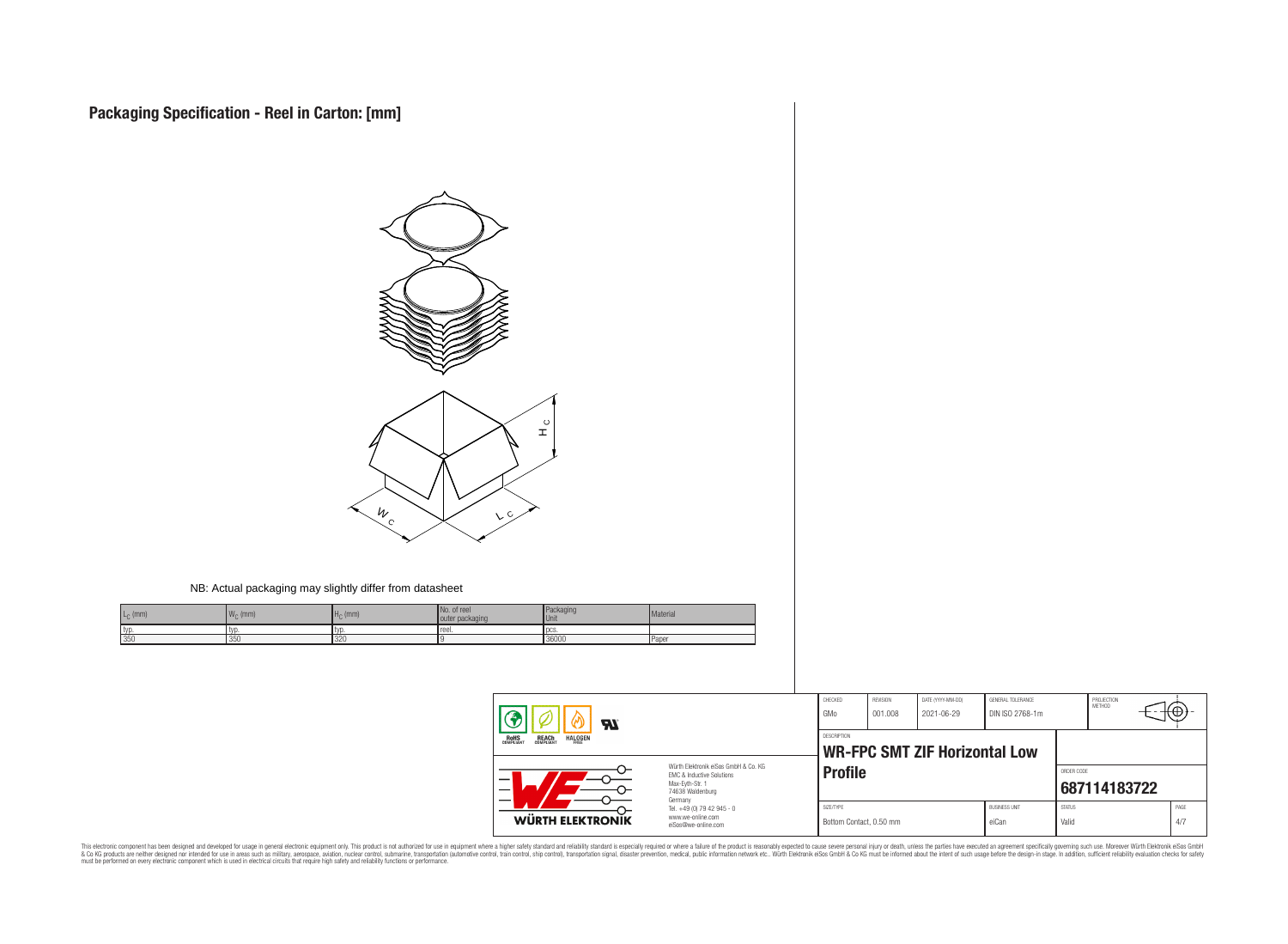# Packaging Specification - Reel in Carton: [mm]

NB: Actual packaging may slightly differ from datasheet

| $L_C$ (mm) | $W_C$ (mm) | $H_C$ (mm) | No. of reel outer packaging | Packaging Unit | Material |
|---|---|---|---|---|---|
| typ. | typ. | typ. | reel. | pcs. | |
| 350 | 350 | 320 | 9 | 36000 | Paper |

| CHECKED | REVISION | DATE (YYYY-MM-DD) | GENERAL TOLERANCE | PROJECTION METHOD |
|---|---|---|---|---|
| GMo | 001.008 | 2021-06-29 | DIN ISO 2768-1m | |

DESCRIPTION

**WR-FPC SMT ZIF Horizontal Low Profile**

ORDER CODE: **687114183722**

| SIZE/TYPE | BUSINESS UNIT | STATUS | PAGE |
|---|---|---|---|
| Bottom Contact, 0.50 mm | eiCan | Valid | 4/7 |

Würth Elektronik eiSos GmbH & Co. KG
EMC & Inductive Solutions
Max-Eyth-Str. 1
74638 Waldenburg
Germany
Tel. +49 (0) 79 42 945 - 0
www.we-online.com
eiSos@we-online.com

This electronic component has been designed and developed for usage in general electronic equipment only. This product is not authorized for use in equipment where a higher safety standard and reliability standard is especially required or where a failure of the product is reasonably expected to cause severe personal injury or death, unless the parties have executed an agreement specifically governing such use. Moreover Würth Elektronik eiSos GmbH & Co KG products are neither designed nor intended for use in areas such as military, aerospace, aviation, nuclear control, submarine, transportation (automotive control, train control, ship control), transportation signal, disaster prevention, medical, public information network etc.. Würth Elektronik eiSos GmbH & Co KG must be informed about the intent of such usage before the design-in stage. In addition, sufficient reliability evaluation checks for safety must be performed on every electronic component which is used in electrical circuits that require high safety and reliability functions or performance.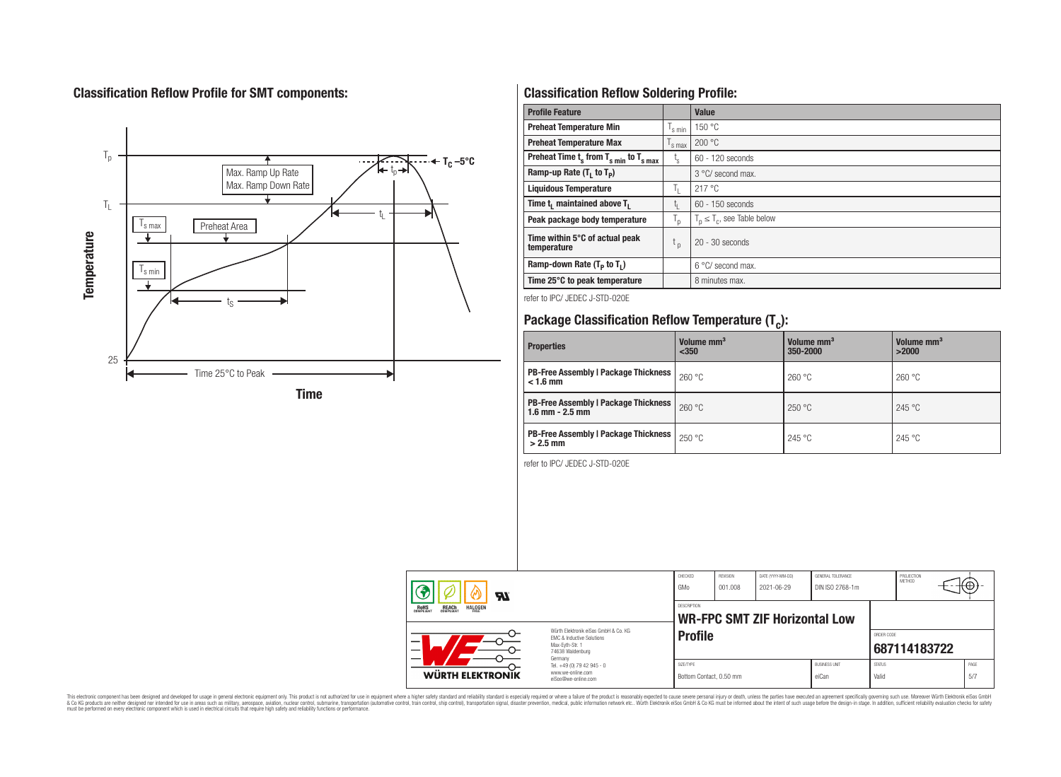## Classification Reflow Profile for SMT components:

## Classification Reflow Soldering Profile:

| Profile Feature | | Value |
|---|---|---|
| Preheat Temperature Min | $T_{s\ min}$ | 150 °C |
| Preheat Temperature Max | $T_{s\ max}$ | 200 °C |
| Preheat Time $t_s$ from $T_{s\ min}$ to $T_{s\ max}$ | $t_s$ | 60 - 120 seconds |
| Ramp-up Rate ($T_L$ to $T_P$) | | 3 °C/ second max. |
| Liquidous Temperature | $T_L$ | 217 °C |
| Time $t_L$ maintained above $T_L$ | $t_L$ | 60 - 150 seconds |
| Peak package body temperature | $T_p$ | $T_p \leq T_c$, see Table below |
| Time within 5°C of actual peak temperature | $t_p$ | 20 - 30 seconds |
| Ramp-down Rate ($T_P$ to $T_L$) | | 6 °C/ second max. |
| Time 25°C to peak temperature | | 8 minutes max. |

refer to IPC/ JEDEC J-STD-020E

## Package Classification Reflow Temperature ($T_c$):

| Properties | Volume mm³ <350 | Volume mm³ 350-2000 | Volume mm³ >2000 |
|---|---|---|---|
| PB-Free Assembly \| Package Thickness < 1.6 mm | 260 °C | 260 °C | 260 °C |
| PB-Free Assembly \| Package Thickness 1.6 mm - 2.5 mm | 260 °C | 250 °C | 245 °C |
| PB-Free Assembly \| Package Thickness > 2.5 mm | 250 °C | 245 °C | 245 °C |

refer to IPC/ JEDEC J-STD-020E

| CHECKED | REVISION | DATE (YYYY-MM-DD) | GENERAL TOLERANCE | PROJECTION METHOD |
|---|---|---|---|---|
| GMo | 001.008 | 2021-06-29 | DIN ISO 2768-1m | |

DESCRIPTION: **WR-FPC SMT ZIF Horizontal Low Profile**

ORDER CODE: **687114183722**

| SIZE/TYPE | BUSINESS UNIT | STATUS |
|---|---|---|
| Bottom Contact, 0.50 mm | eiCan | Valid |

Würth Elektronik eiSos GmbH & Co. KG
EMC & Inductive Solutions
Max-Eyth-Str. 1
74638 Waldenburg
Germany
Tel. +49 (0) 79 42 945 - 0
www.we-online.com
eiSos@we-online.com

This electronic component has been designed and developed for usage in general electronic equipment only. This product is not authorized for use in equipment where a higher safety standard and reliability standard is especially required or where a failure of the product is reasonably expected to cause severe personal injury or death, unless the parties have executed an agreement specifically governing such use. Moreover Würth Elektronik eiSos GmbH & Co KG products are neither designed nor intended for use in areas such as military, aerospace, aviation, nuclear control, submarine, transportation (automotive control, train control, ship control), transportation signal, disaster prevention, medical, public information network etc.. Würth Elektronik eiSos GmbH & Co KG must be informed about the intent of such usage before the design-in stage. In addition, sufficient reliability evaluation checks for safety must be performed on every electronic component which is used in electrical circuits that require high safety and reliability functions or performance.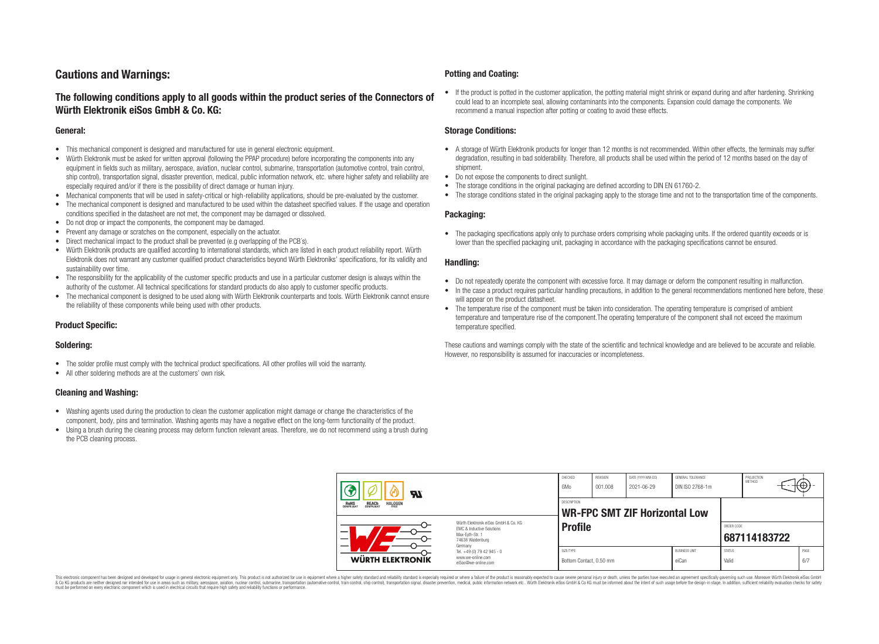# Cautions and Warnings:

## The following conditions apply to all goods within the product series of the Connectors of Würth Elektronik eiSos GmbH & Co. KG:

### General:

- This mechanical component is designed and manufactured for use in general electronic equipment.
- Würth Elektronik must be asked for written approval (following the PPAP procedure) before incorporating the components into any equipment in fields such as military, aerospace, aviation, nuclear control, submarine, transportation (automotive control, train control, ship control), transportation signal, disaster prevention, medical, public information network, etc. where higher safety and reliability are especially required and/or if there is the possibility of direct damage or human injury.
- Mechanical components that will be used in safety-critical or high-reliability applications, should be pre-evaluated by the customer.
- The mechanical component is designed and manufactured to be used within the datasheet specified values. If the usage and operation conditions specified in the datasheet are not met, the component may be damaged or dissolved.
- Do not drop or impact the components, the component may be damaged.
- Prevent any damage or scratches on the component, especially on the actuator.
- Direct mechanical impact to the product shall be prevented (e.g overlapping of the PCB's).
- Würth Elektronik products are qualified according to international standards, which are listed in each product reliability report. Würth Elektronik does not warrant any customer qualified product characteristics beyond Würth Elektroniks' specifications, for its validity and sustainability over time.
- The responsibility for the applicability of the customer specific products and use in a particular customer design is always within the authority of the customer. All technical specifications for standard products do also apply to customer specific products.
- The mechanical component is designed to be used along with Würth Elektronik counterparts and tools. Würth Elektronik cannot ensure the reliability of these components while being used with other products.

### Product Specific:

### Soldering:

- The solder profile must comply with the technical product specifications. All other profiles will void the warranty.
- All other soldering methods are at the customers' own risk.

### Cleaning and Washing:

- Washing agents used during the production to clean the customer application might damage or change the characteristics of the component, body, pins and termination. Washing agents may have a negative effect on the long-term functionality of the product.
- Using a brush during the cleaning process may deform function relevant areas. Therefore, we do not recommend using a brush during the PCB cleaning process.

### Potting and Coating:

- If the product is potted in the customer application, the potting material might shrink or expand during and after hardening. Shrinking could lead to an incomplete seal, allowing contaminants into the components. Expansion could damage the components. We recommend a manual inspection after potting or coating to avoid these effects.

### Storage Conditions:

- A storage of Würth Elektronik products for longer than 12 months is not recommended. Within other effects, the terminals may suffer degradation, resulting in bad solderability. Therefore, all products shall be used within the period of 12 months based on the day of shipment.
- Do not expose the components to direct sunlight.
- The storage conditions in the original packaging are defined according to DIN EN 61760-2.
- The storage conditions stated in the original packaging apply to the storage time and not to the transportation time of the components.

### Packaging:

- The packaging specifications apply only to purchase orders comprising whole packaging units. If the ordered quantity exceeds or is lower than the specified packaging unit, packaging in accordance with the packaging specifications cannot be ensured.

### Handling:

- Do not repeatedly operate the component with excessive force. It may damage or deform the component resulting in malfunction.
- In the case a product requires particular handling precautions, in addition to the general recommendations mentioned here before, these will appear on the product datasheet.
- The temperature rise of the component must be taken into consideration. The operating temperature is comprised of ambient temperature and temperature rise of the component.The operating temperature of the component shall not exceed the maximum temperature specified.

These cautions and warnings comply with the state of the scientific and technical knowledge and are believed to be accurate and reliable. However, no responsibility is assumed for inaccuracies or incompleteness.

| CHECKED | REVISION | DATE (YYYY-MM-DD) | GENERAL TOLERANCE | PROJECTION METHOD |
|---|---|---|---|---|
| GMo | 001.008 | 2021-06-29 | DIN ISO 2768-1m | |

| DESCRIPTION | ORDER CODE |
|---|---|
| WR-FPC SMT ZIF Horizontal Low Profile | 687114183722 |

| SIZE/TYPE | BUSINESS UNIT | STATUS | PAGE |
|---|---|---|---|
| Bottom Contact, 0.50 mm | eiCan | Valid | 6/7 |

Würth Elektronik eiSos GmbH & Co. KG
EMC & Inductive Solutions
Max-Eyth-Str. 1
74638 Waldenburg
Germany
Tel. +49 (0) 79 42 945 - 0
www.we-online.com
eiSos@we-online.com

This electronic component has been designed and developed for usage in general electronic equipment only. This product is not authorized for use in equipment where a higher safety standard and reliability standard is especially required or where a failure of the product is reasonably expected to cause severe personal injury or death, unless the parties have executed an agreement specifically governing such use. Moreover Würth Elektronik eiSos GmbH & Co KG products are neither designed nor intended for use in areas such as military, aerospace, aviation, nuclear control, submarine, transportation (automotive control, train control, ship control), transportation signal, disaster prevention, medical, public information network etc.. Würth Elektronik eiSos GmbH & Co KG must be informed about the intent of such usage before the design-in stage. In addition, sufficient reliability evaluation checks for safety must be performed on every electronic component which is used in electrical circuits that require high safety and reliability functions or performance.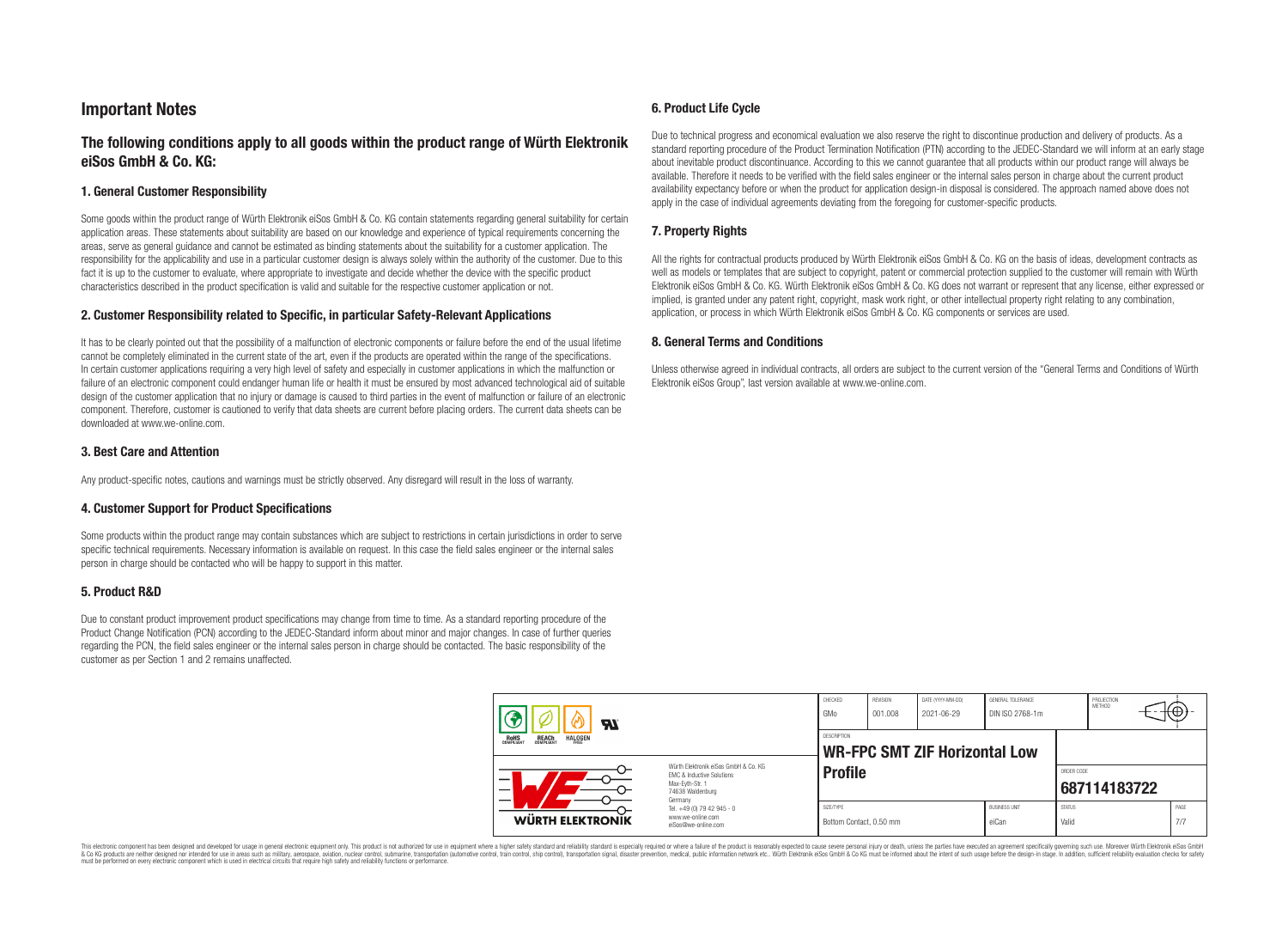# Important Notes

## The following conditions apply to all goods within the product range of Würth Elektronik eiSos GmbH & Co. KG:

### 1. General Customer Responsibility

Some goods within the product range of Würth Elektronik eiSos GmbH & Co. KG contain statements regarding general suitability for certain application areas. These statements about suitability are based on our knowledge and experience of typical requirements concerning the areas, serve as general guidance and cannot be estimated as binding statements about the suitability for a customer application. The responsibility for the applicability and use in a particular customer design is always solely within the authority of the customer. Due to this fact it is up to the customer to evaluate, where appropriate to investigate and decide whether the device with the specific product characteristics described in the product specification is valid and suitable for the respective customer application or not.

### 2. Customer Responsibility related to Specific, in particular Safety-Relevant Applications

It has to be clearly pointed out that the possibility of a malfunction of electronic components or failure before the end of the usual lifetime cannot be completely eliminated in the current state of the art, even if the products are operated within the range of the specifications. In certain customer applications requiring a very high level of safety and especially in customer applications in which the malfunction or failure of an electronic component could endanger human life or health it must be ensured by most advanced technological aid of suitable design of the customer application that no injury or damage is caused to third parties in the event of malfunction or failure of an electronic component. Therefore, customer is cautioned to verify that data sheets are current before placing orders. The current data sheets can be downloaded at www.we-online.com.

### 3. Best Care and Attention

Any product-specific notes, cautions and warnings must be strictly observed. Any disregard will result in the loss of warranty.

### 4. Customer Support for Product Specifications

Some products within the product range may contain substances which are subject to restrictions in certain jurisdictions in order to serve specific technical requirements. Necessary information is available on request. In this case the field sales engineer or the internal sales person in charge should be contacted who will be happy to support in this matter.

### 5. Product R&D

Due to constant product improvement product specifications may change from time to time. As a standard reporting procedure of the Product Change Notification (PCN) according to the JEDEC-Standard inform about minor and major changes. In case of further queries regarding the PCN, the field sales engineer or the internal sales person in charge should be contacted. The basic responsibility of the customer as per Section 1 and 2 remains unaffected.

### 6. Product Life Cycle

Due to technical progress and economical evaluation we also reserve the right to discontinue production and delivery of products. As a standard reporting procedure of the Product Termination Notification (PTN) according to the JEDEC-Standard we will inform at an early stage about inevitable product discontinuance. According to this we cannot guarantee that all products within our product range will always be available. Therefore it needs to be verified with the field sales engineer or the internal sales person in charge about the current product availability expectancy before or when the product for application design-in disposal is considered. The approach named above does not apply in the case of individual agreements deviating from the foregoing for customer-specific products.

### 7. Property Rights

All the rights for contractual products produced by Würth Elektronik eiSos GmbH & Co. KG on the basis of ideas, development contracts as well as models or templates that are subject to copyright, patent or commercial protection supplied to the customer will remain with Würth Elektronik eiSos GmbH & Co. KG. Würth Elektronik eiSos GmbH & Co. KG does not warrant or represent that any license, either expressed or implied, is granted under any patent right, copyright, mask work right, or other intellectual property right relating to any combination, application, or process in which Würth Elektronik eiSos GmbH & Co. KG components or services are used.

### 8. General Terms and Conditions

Unless otherwise agreed in individual contracts, all orders are subject to the current version of the "General Terms and Conditions of Würth Elektronik eiSos Group", last version available at www.we-online.com.

| | | | | | | |
|---|---|---|---|---|---|---|
| RoHS COMPLIANT / REACh COMPLIANT / HALOGEN FREE | CHECKED GMo | REVISION 001.008 | DATE (YYYY-MM-DD) 2021-06-29 | GENERAL TOLERANCE DIN ISO 2768-1m | PROJECTION METHOD | |
| Würth Elektronik eiSos GmbH & Co. KG, EMC & Inductive Solutions, Max-Eyth-Str. 1, 74638 Waldenburg, Germany, Tel. +49 (0) 79 42 945 - 0, www.we-online.com, eiSos@we-online.com | DESCRIPTION **WR-FPC SMT ZIF Horizontal Low Profile** | | | | ORDER CODE **687114183722** | |
| WÜRTH ELEKTRONIK | SIZE/TYPE Bottom Contact, 0.50 mm | | | BUSINESS UNIT eiCan | STATUS Valid | PAGE 7/7 |

This electronic component has been designed and developed for usage in general electronic equipment only. This product is not authorized for use in equipment where a higher safety standard and reliability standard is especially required or where a failure of the product is reasonably expected to cause severe personal injury or death, unless the parties have executed an agreement specifically governing such use. Moreover Würth Elektronik eiSos GmbH & Co KG products are neither designed nor intended for use in areas such as military, aerospace, aviation, nuclear control, submarine, transportation (automotive control, train control, ship control), transportation signal, disaster prevention, medical, public information network etc.. Würth Elektronik eiSos GmbH & Co KG must be informed about the intent of such usage before the design-in stage. In addition, sufficient reliability evaluation checks for safety must be performed on every electronic component which is used in electrical circuits that require high safety and reliability functions or performance.